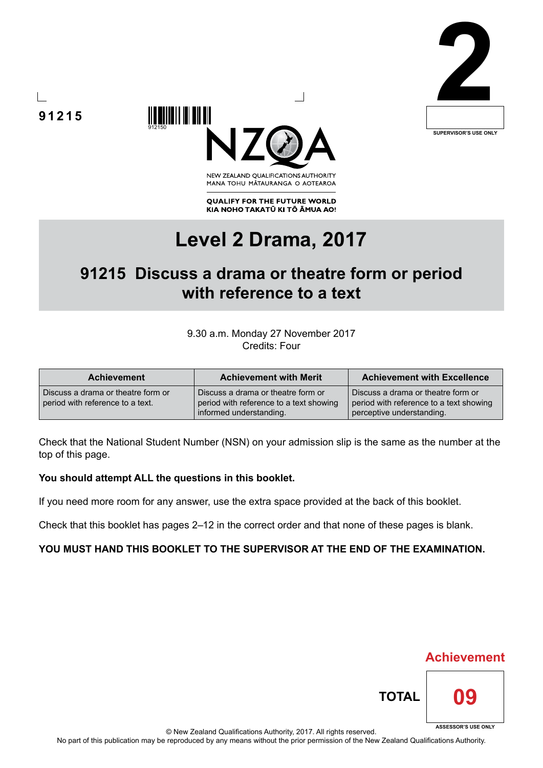91215

912150

2

SUPERVISOR'S USE ONLY

NEW ZEALAND QUALIFICATIONS AUTHORITY
MANA TOHU MĀTAURANGA O AOTEAROA

**QUALIFY FOR THE FUTURE WORLD**
**KIA NOHO TAKATŪ KI TŌ ĀMUA AO!**

# Level 2 Drama, 2017

## 91215 Discuss a drama or theatre form or period with reference to a text

9.30 a.m. Monday 27 November 2017
Credits: Four

| Achievement | Achievement with Merit | Achievement with Excellence |
| --- | --- | --- |
| Discuss a drama or theatre form or period with reference to a text. | Discuss a drama or theatre form or period with reference to a text showing informed understanding. | Discuss a drama or theatre form or period with reference to a text showing perceptive understanding. |

Check that the National Student Number (NSN) on your admission slip is the same as the number at the top of this page.

**You should attempt ALL the questions in this booklet.**

If you need more room for any answer, use the extra space provided at the back of this booklet.

Check that this booklet has pages 2–12 in the correct order and that none of these pages is blank.

**YOU MUST HAND THIS BOOKLET TO THE SUPERVISOR AT THE END OF THE EXAMINATION.**

Achievement

TOTAL 09

ASSESSOR'S USE ONLY

© New Zealand Qualifications Authority, 2017. All rights reserved.
No part of this publication may be reproduced by any means without the prior permission of the New Zealand Qualifications Authority.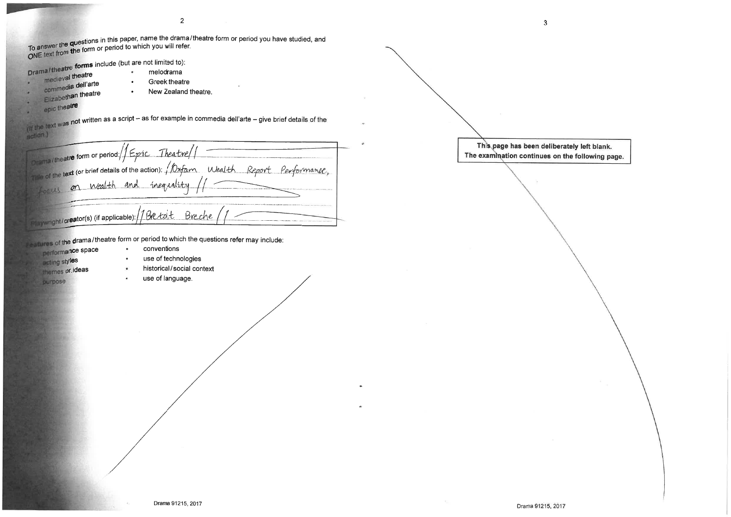To answer the questions in this paper, name the drama/theatre form or period you have studied, and ONE text from the form or period to which you will refer.

**Drama/theatre forms** include (but are not limited to):

- medieval theatre
- commedia dell'arte
- Elizabethan theatre
- epic theatre
- melodrama
- Greek theatre
- New Zealand theatre.

(If the text was not written as a script – as for example in commedia dell'arte – give brief details of the action.)

Drama/theatre form or period: // Epic Theatre //

Title of the text (or brief details of the action): // Oxfam Wealth Report Performance, focus on wealth and inequality //

Playwright/creator(s) (if applicable): // Betolt Breche //

**Features** of the drama/theatre form or period to which the questions refer may include:

- performance space
- acting styles
- themes or ideas
- purpose
- conventions
- use of technologies
- historical/social context
- use of language.

**This page has been deliberately left blank.**
**The examination continues on the following page.**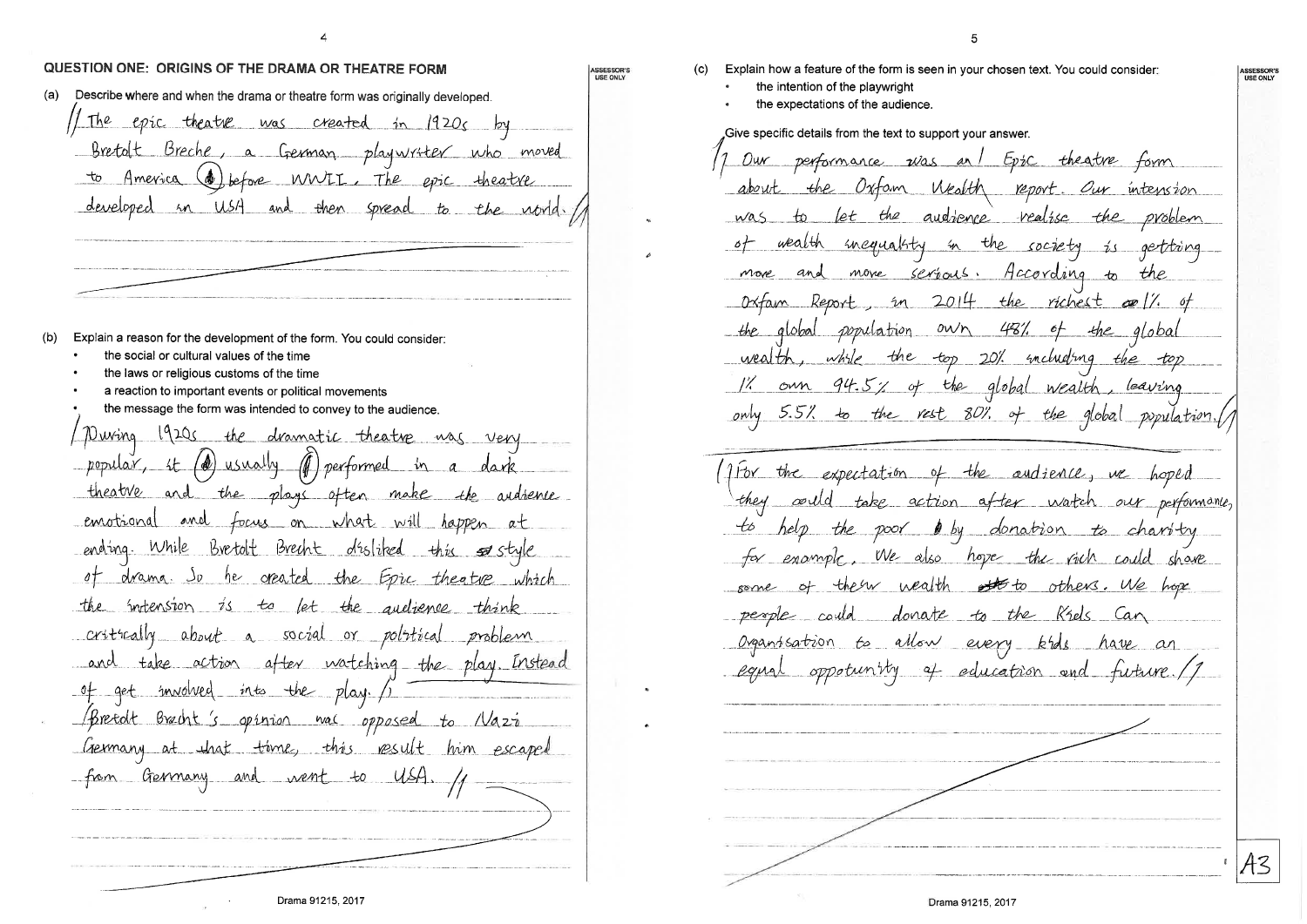## QUESTION ONE: ORIGINS OF THE DRAMA OR THEATRE FORM

(a) Describe where and when the drama or theatre form was originally developed.

The epic theatre was created in 1920s by Bretolt Breche, a German playwriter who moved to America before WWII. The epic theatre developed in USA and then spread to the world.

(b) Explain a reason for the development of the form. You could consider:

- the social or cultural values of the time
- the laws or religious customs of the time
- a reaction to important events or political movements
- the message the form was intended to convey to the audience.

During 1920s the dramatic theatre was very popular, it usually performed in a dark theatre and the plays often make the audience emotional and focus on what will happen at ending. While Bretolt Brecht disliked this style of drama. So he created the Epic theatre which the intension is to let the audience think critically about a social or polstical problem and take action after watching the play. Instead of get involved into the play.

Bretolt Brecht's opinion was opposed to Nazi Germany at that time, this result him escaped from Germany and went to USA.

(c) Explain how a feature of the form is seen in your chosen text. You could consider:

- the intention of the playwright
- the expectations of the audience.

Give specific details from the text to support your answer.

Our performance was an Epic theatre form about the Oxfam Wealth report. Our intension was to let the audience realise the problem of wealth inequality in the society is getting more and more serious. According to the Oxfam Report, in 2014 the richest 1% of the global population own 48% of the global wealth, while the top 20% including the top 1% own 94.5% of the global wealth, leaving only 5.5% to the rest 80% of the global population.

For the expectation of the audience, we hoped they could take action after watch our performance, to help the poor by donation to charity for example. We also hope the rich could share some of their wealth to others. We hope people could donate to the Kids Can Organisation to allow every kids have an equal opportunity of education and future.

A3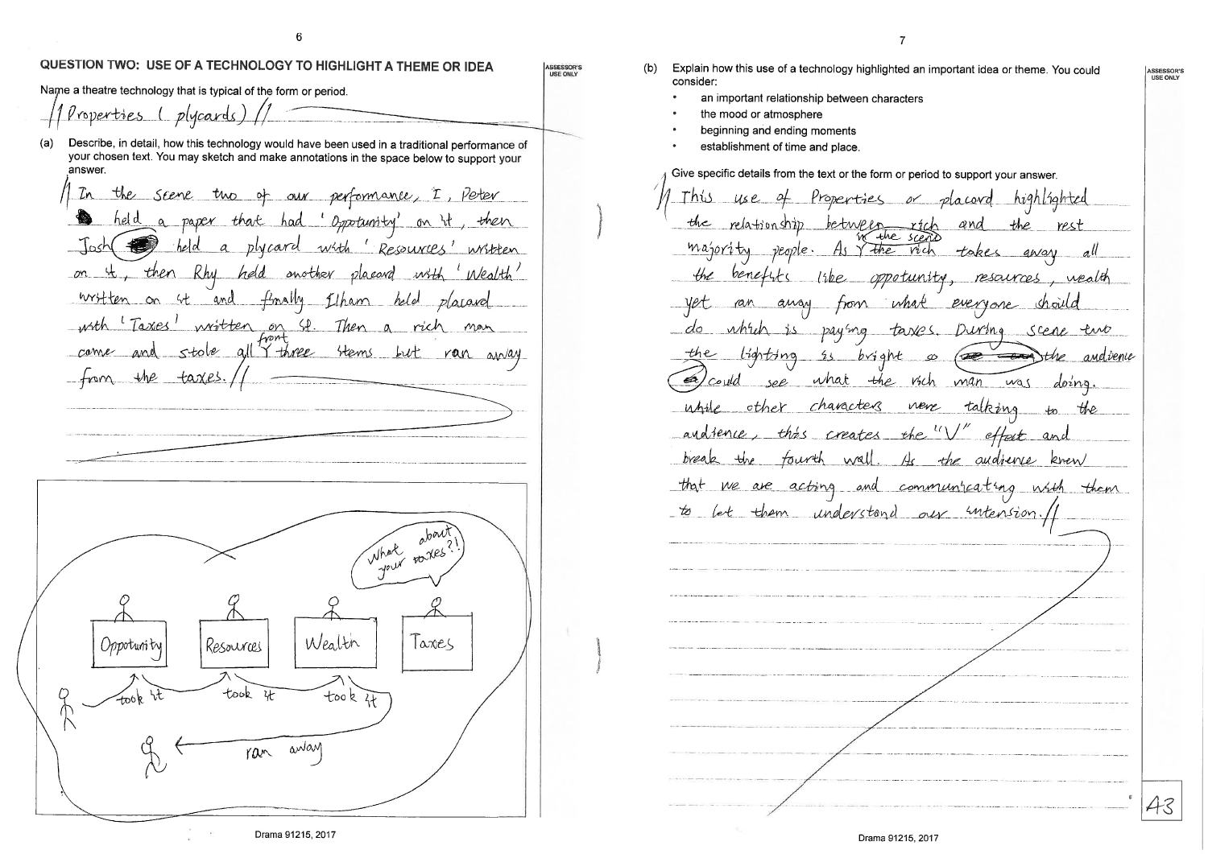## QUESTION TWO: USE OF A TECHNOLOGY TO HIGHLIGHT A THEME OR IDEA

Name a theatre technology that is typical of the form or period.

Properties ( plycards)

(a) Describe, in detail, how this technology would have been used in a traditional performance of your chosen text. You may sketch and make annotations in the space below to support your answer.

In the scene two of our performance, I, Peter held a paper that had 'Oppotunity' on it, then Josh held a plycard with 'Resources' written on it, then Rhy held another placard with 'Wealth' written on it and finally Ilham held placard with 'Taxes' written on it. Then a rich man come and stole all front three items but ran away from the taxes.

(b) Explain how this use of a technology highlighted an important idea or theme. You could consider:

- an important relationship between characters
- the mood or atmosphere
- beginning and ending moments
- establishment of time and place.

Give specific details from the text or the form or period to support your answer.

This use of Properties or placard highlighted the relationship between rich and the rest majority people. As in the scene the rich takes away all the benefits like oppotunity, resources, wealth yet ran away from what everyone should do which is paying taxes. During scene two the lighting is bright so the audience could see what the rich man was doing. while other characters were talking to the audience, this creates the "V" effect and break the fourth wall. As the audience knew that we are acting and communicating with them to let them understand our intension.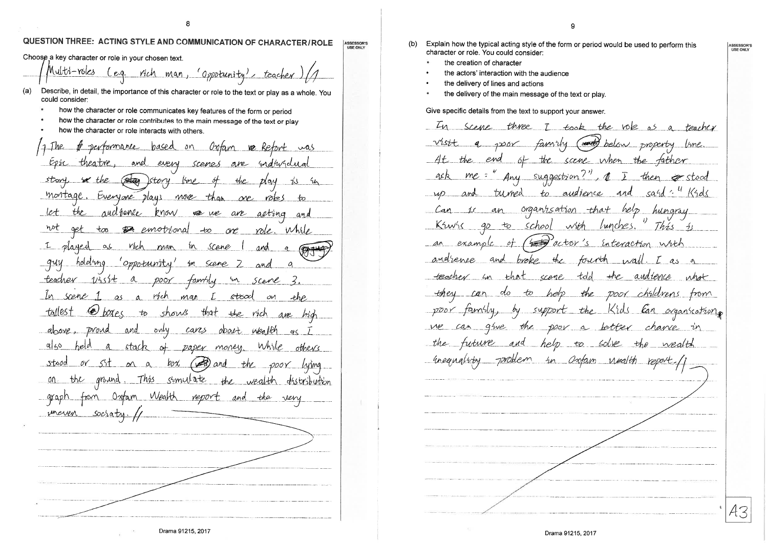## QUESTION THREE: ACTING STYLE AND COMMUNICATION OF CHARACTER/ROLE

ASSESSOR'S USE ONLY

Choose a key character or role in your chosen text.

/ Multi-roles (e.g. rich man, 'Opportunity', teacher ) /1

(a) Describe, in detail, the importance of this character or role to the text or play as a whole. You could consider:

- how the character or role communicates key features of the form or period
- how the character or role contributes to the main message of the text or play
- how the character or role interacts with others.

/1 The performance based on Oxfam Report was Epic theatre, and every scenes are individual story. the story line of the play is in montage. Everyone plays more than one roles to let the audience know we are acting and not get too emotional to one role. While I played as rich man in scene 1 and a guy holding 'opportunity' in scene 2 and a teacher visit a poor family in scene 3. In scene 1 as a rich man I stood on the tallest boxes to shows that the rich are high above, proud and only cares about wealth as I also held a stack of paper money. While others stood or sit on a box and the poor lying on the ground. This simulate the wealth distribution graph from Oxfam Wealth report and the very uneven sociaty. //

(b) Explain how the typical acting style of the form or period would be used to perform this character or role. You could consider:

- the creation of character
- the actors' interaction with the audience
- the delivery of lines and actions
- the delivery of the main message of the text or play.

Give specific details from the text to support your answer.

In scene three I took the role as a teacher visit a poor family below property line. At the end of the scene when the father ask me: "Any suggestion?", I then stood up and turned to audience and said: "Kids Can is an organisation that help hungray Kiwis go to school with lunches." This is an example of actor's interaction with audience and broke the fourth wall. I as a teacher in that scene told the audience what they can do to help the poor childrens from poor family, by support the Kids Can organisation, we can give the poor a better chance in the future and help to solve the wealth inequality problem in Oxfam wealth report. //

A3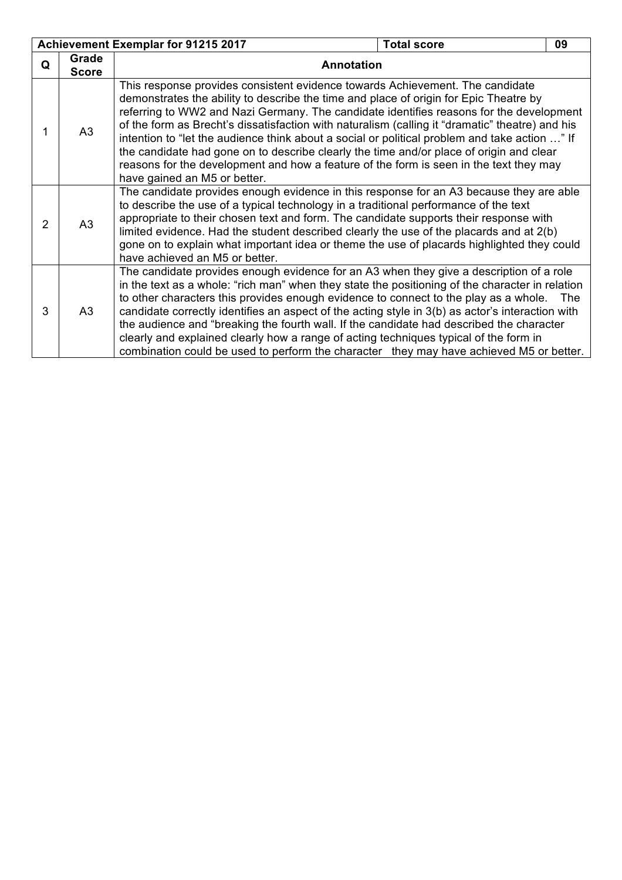| Achievement Exemplar for 91215 2017 | | Total score | 09 |
|---|---|---|---|
| **Q** | **Grade Score** | **Annotation** | |
| 1 | A3 | This response provides consistent evidence towards Achievement. The candidate demonstrates the ability to describe the time and place of origin for Epic Theatre by referring to WW2 and Nazi Germany. The candidate identifies reasons for the development of the form as Brecht's dissatisfaction with naturalism (calling it "dramatic" theatre) and his intention to "let the audience think about a social or political problem and take action …" If the candidate had gone on to describe clearly the time and/or place of origin and clear reasons for the development and how a feature of the form is seen in the text they may have gained an M5 or better. | |
| 2 | A3 | The candidate provides enough evidence in this response for an A3 because they are able to describe the use of a typical technology in a traditional performance of the text appropriate to their chosen text and form. The candidate supports their response with limited evidence. Had the student described clearly the use of the placards and at 2(b) gone on to explain what important idea or theme the use of placards highlighted they could have achieved an M5 or better. | |
| 3 | A3 | The candidate provides enough evidence for an A3 when they give a description of a role in the text as a whole: "rich man" when they state the positioning of the character in relation to other characters this provides enough evidence to connect to the play as a whole. The candidate correctly identifies an aspect of the acting style in 3(b) as actor's interaction with the audience and "breaking the fourth wall. If the candidate had described the character clearly and explained clearly how a range of acting techniques typical of the form in combination could be used to perform the character they may have achieved M5 or better. | |